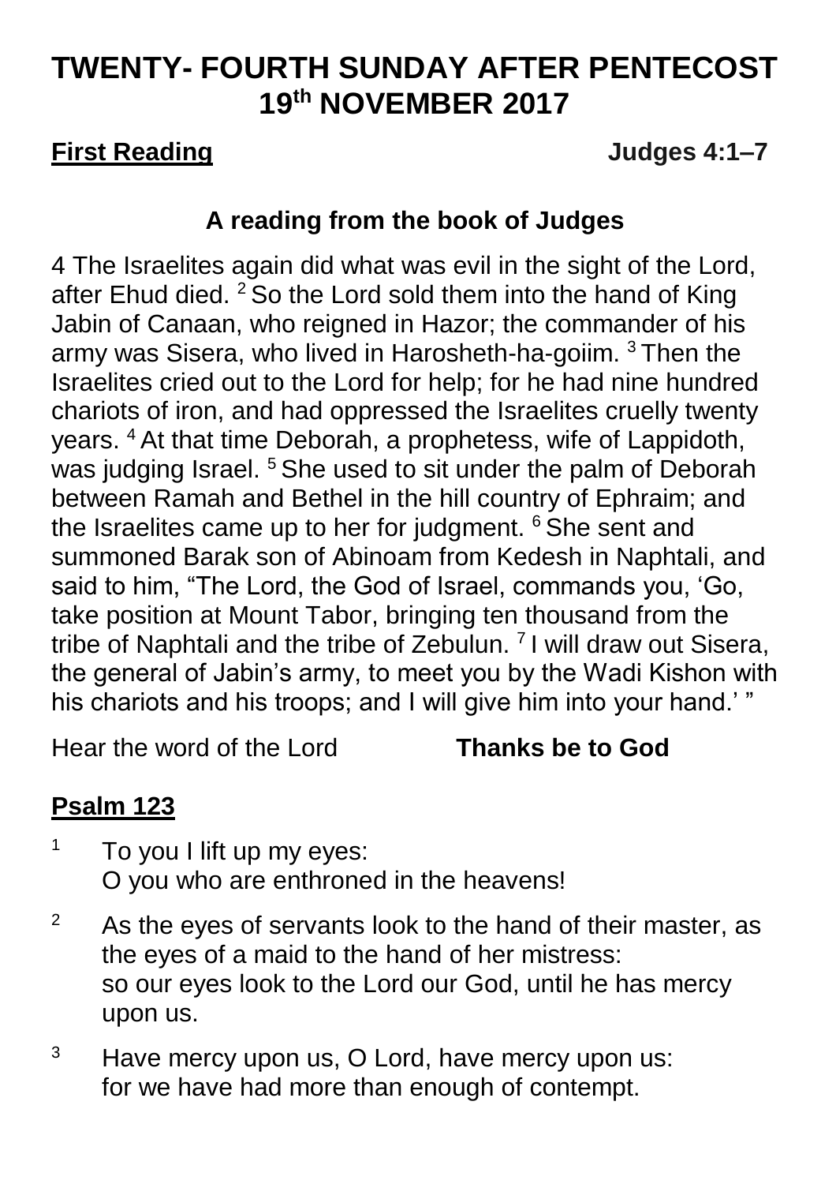# TWENTY- FOURTH SUNDAY AFTER PENTECOST
# 19th NOVEMBER 2017

**First Reading** **Judges 4:1–7**

### A reading from the book of Judges

4 The Israelites again did what was evil in the sight of the Lord, after Ehud died. [2] So the Lord sold them into the hand of King Jabin of Canaan, who reigned in Hazor; the commander of his army was Sisera, who lived in Harosheth-ha-goiim. [3] Then the Israelites cried out to the Lord for help; for he had nine hundred chariots of iron, and had oppressed the Israelites cruelly twenty years. [4] At that time Deborah, a prophetess, wife of Lappidoth, was judging Israel. [5] She used to sit under the palm of Deborah between Ramah and Bethel in the hill country of Ephraim; and the Israelites came up to her for judgment. [6] She sent and summoned Barak son of Abinoam from Kedesh in Naphtali, and said to him, "The Lord, the God of Israel, commands you, 'Go, take position at Mount Tabor, bringing ten thousand from the tribe of Naphtali and the tribe of Zebulun. [7] I will draw out Sisera, the general of Jabin's army, to meet you by the Wadi Kishon with his chariots and his troops; and I will give him into your hand.' "

Hear the word of the Lord **Thanks be to God**

## Psalm 123

[1] To you I lift up my eyes:
O you who are enthroned in the heavens!

[2] As the eyes of servants look to the hand of their master, as the eyes of a maid to the hand of her mistress:
so our eyes look to the Lord our God, until he has mercy upon us.

[3] Have mercy upon us, O Lord, have mercy upon us:
for we have had more than enough of contempt.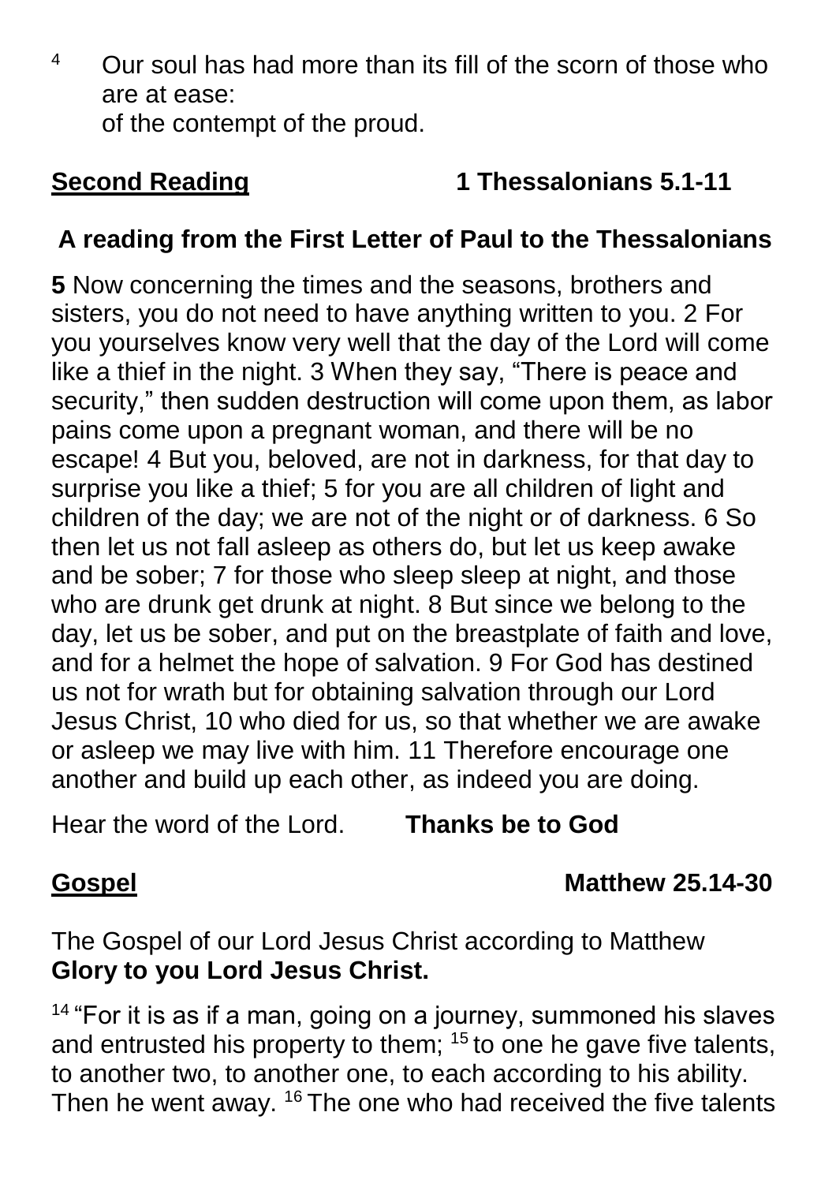4 Our soul has had more than its fill of the scorn of those who are at ease:
of the contempt of the proud.

**Second Reading** **1 Thessalonians 5.1-11**

**A reading from the First Letter of Paul to the Thessalonians**

**5** Now concerning the times and the seasons, brothers and sisters, you do not need to have anything written to you. 2 For you yourselves know very well that the day of the Lord will come like a thief in the night. 3 When they say, "There is peace and security," then sudden destruction will come upon them, as labor pains come upon a pregnant woman, and there will be no escape! 4 But you, beloved, are not in darkness, for that day to surprise you like a thief; 5 for you are all children of light and children of the day; we are not of the night or of darkness. 6 So then let us not fall asleep as others do, but let us keep awake and be sober; 7 for those who sleep sleep at night, and those who are drunk get drunk at night. 8 But since we belong to the day, let us be sober, and put on the breastplate of faith and love, and for a helmet the hope of salvation. 9 For God has destined us not for wrath but for obtaining salvation through our Lord Jesus Christ, 10 who died for us, so that whether we are awake or asleep we may live with him. 11 Therefore encourage one another and build up each other, as indeed you are doing.

Hear the word of the Lord. **Thanks be to God**

**Gospel** **Matthew 25.14-30**

The Gospel of our Lord Jesus Christ according to Matthew
**Glory to you Lord Jesus Christ.**

14 "For it is as if a man, going on a journey, summoned his slaves and entrusted his property to them; 15 to one he gave five talents, to another two, to another one, to each according to his ability. Then he went away. 16 The one who had received the five talents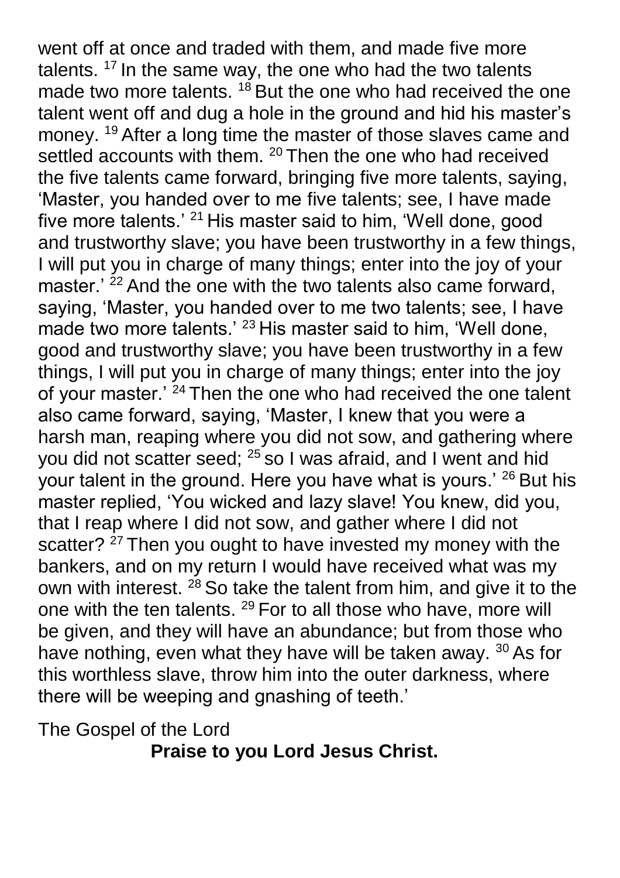went off at once and traded with them, and made five more talents. [17] In the same way, the one who had the two talents made two more talents. [18] But the one who had received the one talent went off and dug a hole in the ground and hid his master's money. [19] After a long time the master of those slaves came and settled accounts with them. [20] Then the one who had received the five talents came forward, bringing five more talents, saying, 'Master, you handed over to me five talents; see, I have made five more talents.' [21] His master said to him, 'Well done, good and trustworthy slave; you have been trustworthy in a few things, I will put you in charge of many things; enter into the joy of your master.' [22] And the one with the two talents also came forward, saying, 'Master, you handed over to me two talents; see, I have made two more talents.' [23] His master said to him, 'Well done, good and trustworthy slave; you have been trustworthy in a few things, I will put you in charge of many things; enter into the joy of your master.' [24] Then the one who had received the one talent also came forward, saying, 'Master, I knew that you were a harsh man, reaping where you did not sow, and gathering where you did not scatter seed; [25] so I was afraid, and I went and hid your talent in the ground. Here you have what is yours.' [26] But his master replied, 'You wicked and lazy slave! You knew, did you, that I reap where I did not sow, and gather where I did not scatter? [27] Then you ought to have invested my money with the bankers, and on my return I would have received what was my own with interest. [28] So take the talent from him, and give it to the one with the ten talents. [29] For to all those who have, more will be given, and they will have an abundance; but from those who have nothing, even what they have will be taken away. [30] As for this worthless slave, throw him into the outer darkness, where there will be weeping and gnashing of teeth.'

The Gospel of the Lord

**Praise to you Lord Jesus Christ.**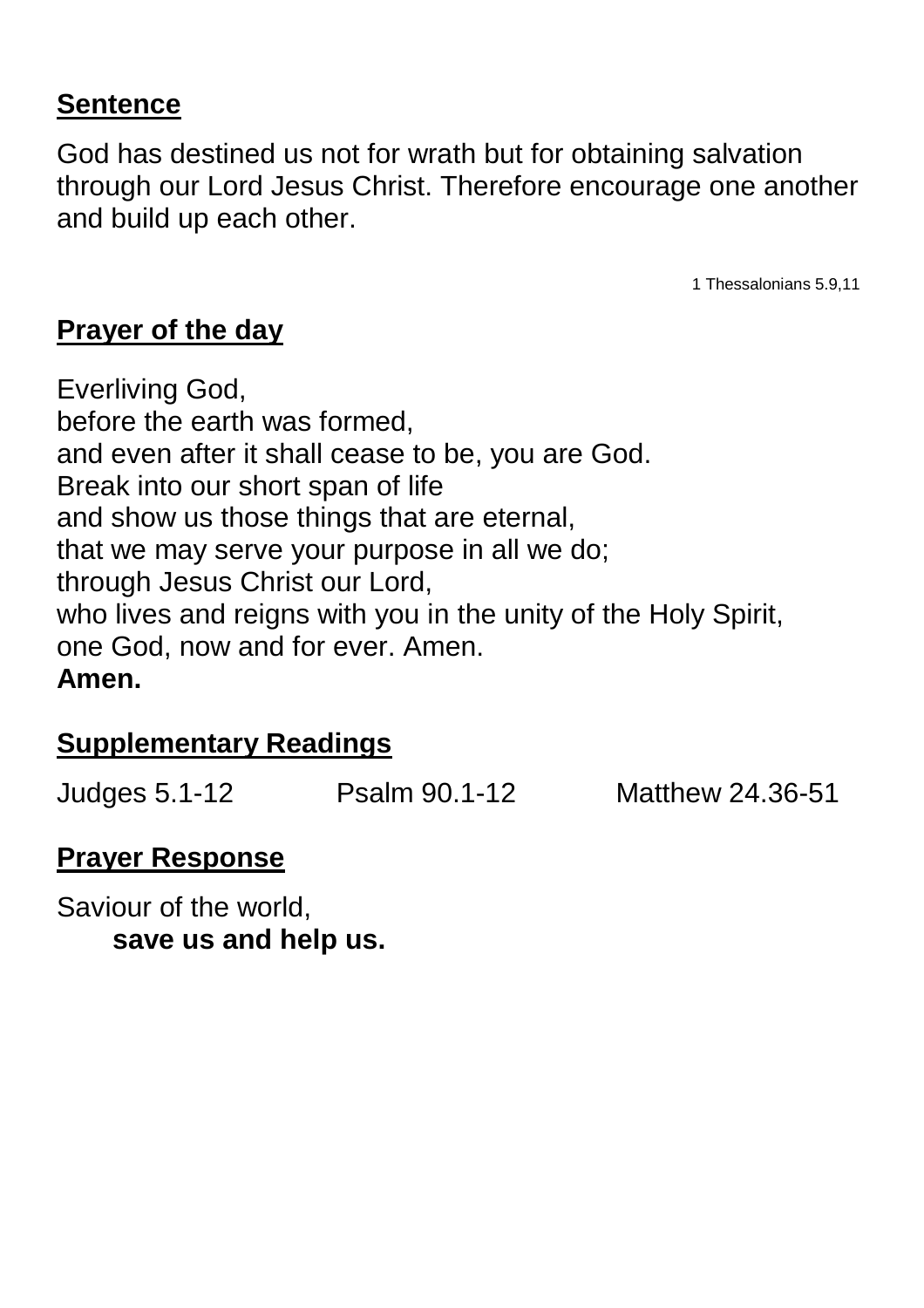**Sentence**

God has destined us not for wrath but for obtaining salvation through our Lord Jesus Christ. Therefore encourage one another and build up each other.

1 Thessalonians 5.9,11

**Prayer of the day**

Everliving God,
before the earth was formed,
and even after it shall cease to be, you are God.
Break into our short span of life
and show us those things that are eternal,
that we may serve your purpose in all we do;
through Jesus Christ our Lord,
who lives and reigns with you in the unity of the Holy Spirit,
one God, now and for ever. Amen.
**Amen.**

**Supplementary Readings**

Judges 5.1-12 Psalm 90.1-12 Matthew 24.36-51

**Prayer Response**

Saviour of the world,
**save us and help us.**